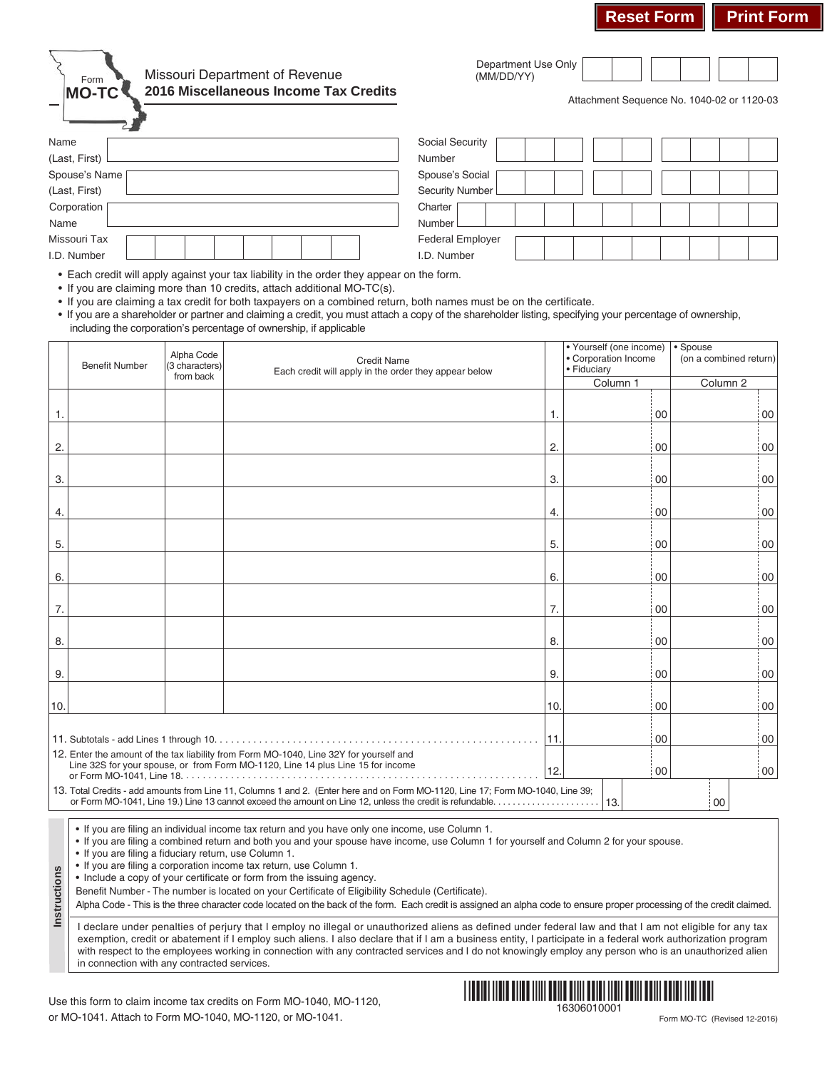Reset Form | Print Form

Form **MO-TC**

Missouri Department of Revenue
**2016 Miscellaneous Income Tax Credits**

Department Use Only (MM/DD/YY)

Attachment Sequence No. 1040-02 or 1120-03

Name (Last, First)

Social Security Number

Spouse's Name (Last, First)

Spouse's Social Security Number

Corporation Name

Charter Number

Missouri Tax I.D. Number

Federal Employer I.D. Number

- Each credit will apply against your tax liability in the order they appear on the form.
- If you are claiming more than 10 credits, attach additional MO-TC(s).
- If you are claiming a tax credit for both taxpayers on a combined return, both names must be on the certificate.
- If you are a shareholder or partner and claiming a credit, you must attach a copy of the shareholder listing, specifying your percentage of ownership, including the corporation's percentage of ownership, if applicable

| | Benefit Number | Alpha Code (3 characters) from back | Credit Name<br>Each credit will apply in the order they appear below | | • Yourself (one income)<br>• Corporation Income<br>• Fiduciary<br>Column 1 | • Spouse (on a combined return)<br>Column 2 |
|---|---|---|---|---|---|---|
| 1. | | | | 1. | 00 | 00 |
| 2. | | | | 2. | 00 | 00 |
| 3. | | | | 3. | 00 | 00 |
| 4. | | | | 4. | 00 | 00 |
| 5. | | | | 5. | 00 | 00 |
| 6. | | | | 6. | 00 | 00 |
| 7. | | | | 7. | 00 | 00 |
| 8. | | | | 8. | 00 | 00 |
| 9. | | | | 9. | 00 | 00 |
| 10. | | | | 10. | 00 | 00 |

11. Subtotals - add Lines 1 through 10. . . . . . . . . . 11. | 00 | 00

12. Enter the amount of the tax liability from Form MO-1040, Line 32Y for yourself and Line 32S for your spouse, or from Form MO-1120, Line 14 plus Line 15 for income or Form MO-1041, Line 18. . . . . . . . . . 12. | 00 | 00

13. Total Credits - add amounts from Line 11, Columns 1 and 2. (Enter here and on Form MO-1120, Line 17; Form MO-1040, Line 39; or Form MO-1041, Line 19.) Line 13 cannot exceed the amount on Line 12, unless the credit is refundable. . . . . . . . . . 13. | 00

**Instructions**

- If you are filing an individual income tax return and you have only one income, use Column 1.
- If you are filing a combined return and both you and your spouse have income, use Column 1 for yourself and Column 2 for your spouse.
- If you are filing a fiduciary return, use Column 1.
- If you are filing a corporation income tax return, use Column 1.
- Include a copy of your certificate or form from the issuing agency.

Benefit Number - The number is located on your Certificate of Eligibility Schedule (Certificate).

Alpha Code - This is the three character code located on the back of the form. Each credit is assigned an alpha code to ensure proper processing of the credit claimed.

I declare under penalties of perjury that I employ no illegal or unauthorized aliens as defined under federal law and that I am not eligible for any tax exemption, credit or abatement if I employ such aliens. I also declare that if I am a business entity, I participate in a federal work authorization program with respect to the employees working in connection with any contracted services and I do not knowingly employ any person who is an unauthorized alien in connection with any contracted services.

Use this form to claim income tax credits on Form MO-1040, MO-1120, or MO-1041. Attach to Form MO-1040, MO-1120, or MO-1041.

16306010001

Form MO-TC (Revised 12-2016)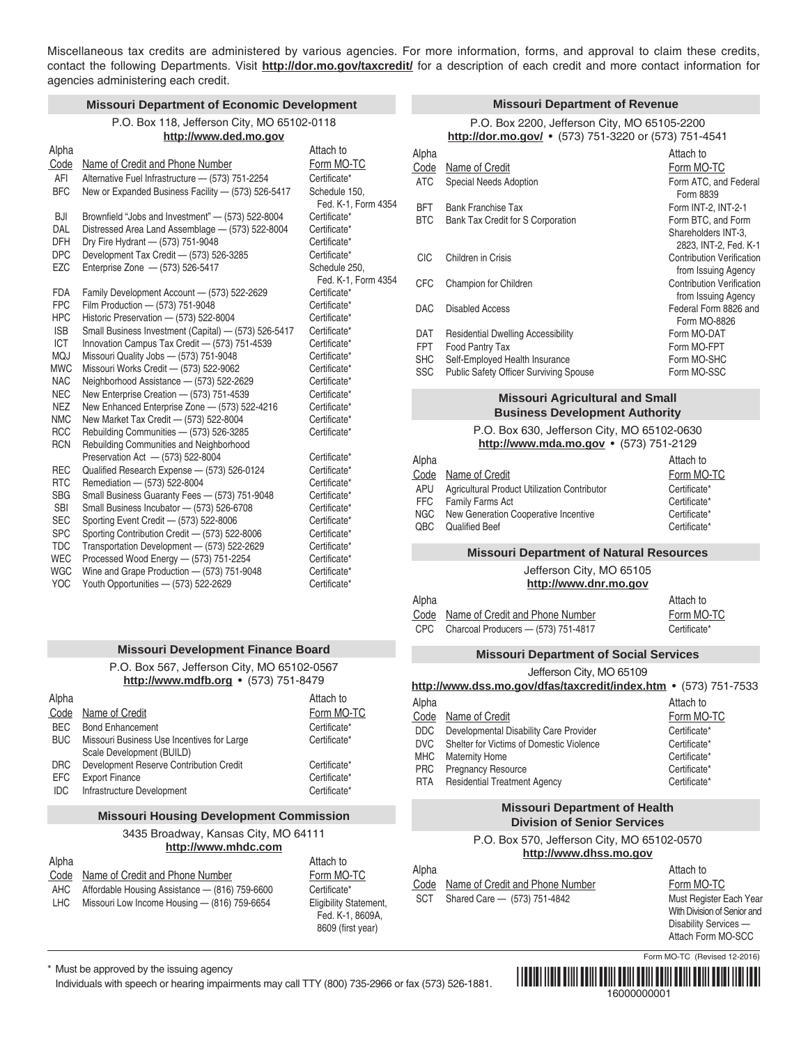Miscellaneous tax credits are administered by various agencies. For more information, forms, and approval to claim these credits, contact the following Departments. Visit **http://dor.mo.gov/taxcredit/** for a description of each credit and more contact information for agencies administering each credit.

## Missouri Department of Economic Development

P.O. Box 118, Jefferson City, MO 65102-0118
**http://www.ded.mo.gov**

| Alpha Code | Name of Credit and Phone Number | Attach to Form MO-TC |
|---|---|---|
| AFI | Alternative Fuel Infrastructure — (573) 751-2254 | Certificate* |
| BFC | New or Expanded Business Facility — (573) 526-5417 | Schedule 150, Fed. K-1, Form 4354 |
| BJI | Brownfield "Jobs and Investment" — (573) 522-8004 | Certificate* |
| DAL | Distressed Area Land Assemblage — (573) 522-8004 | Certificate* |
| DFH | Dry Fire Hydrant — (573) 751-9048 | Certificate* |
| DPC | Development Tax Credit — (573) 526-3285 | Certificate* |
| EZC | Enterprise Zone — (573) 526-5417 | Schedule 250, Fed. K-1, Form 4354 |
| FDA | Family Development Account — (573) 522-2629 | Certificate* |
| FPC | Film Production — (573) 751-9048 | Certificate* |
| HPC | Historic Preservation — (573) 522-8004 | Certificate* |
| ISB | Small Business Investment (Capital) — (573) 526-5417 | Certificate* |
| ICT | Innovation Campus Tax Credit — (573) 751-4539 | Certificate* |
| MQJ | Missouri Quality Jobs — (573) 751-9048 | Certificate* |
| MWC | Missouri Works Credit — (573) 522-9062 | Certificate* |
| NAC | Neighborhood Assistance — (573) 522-2629 | Certificate* |
| NEC | New Enterprise Creation — (573) 751-4539 | Certificate* |
| NEZ | New Enhanced Enterprise Zone — (573) 522-4216 | Certificate* |
| NMC | New Market Tax Credit — (573) 522-8004 | Certificate* |
| RCC | Rebuilding Communities — (573) 526-3285 | Certificate* |
| RCN | Rebuilding Communities and Neighborhood Preservation Act — (573) 522-8004 | Certificate* |
| REC | Qualified Research Expense — (573) 526-0124 | Certificate* |
| RTC | Remediation — (573) 522-8004 | Certificate* |
| SBG | Small Business Guaranty Fees — (573) 751-9048 | Certificate* |
| SBI | Small Business Incubator — (573) 526-6708 | Certificate* |
| SEC | Sporting Event Credit — (573) 522-8006 | Certificate* |
| SPC | Sporting Contribution Credit — (573) 522-8006 | Certificate* |
| TDC | Transportation Development — (573) 522-2629 | Certificate* |
| WEC | Processed Wood Energy — (573) 751-2254 | Certificate* |
| WGC | Wine and Grape Production — (573) 751-9048 | Certificate* |
| YOC | Youth Opportunities — (573) 522-2629 | Certificate* |

## Missouri Development Finance Board

P.O. Box 567, Jefferson City, MO 65102-0567
**http://www.mdfb.org** • (573) 751-8479

| Alpha Code | Name of Credit | Attach to Form MO-TC |
|---|---|---|
| BEC | Bond Enhancement | Certificate* |
| BUC | Missouri Business Use Incentives for Large Scale Development (BUILD) | Certificate* |
| DRC | Development Reserve Contribution Credit | Certificate* |
| EFC | Export Finance | Certificate* |
| IDC | Infrastructure Development | Certificate* |

## Missouri Housing Development Commission

3435 Broadway, Kansas City, MO 64111
**http://www.mhdc.com**

| Alpha Code | Name of Credit and Phone Number | Attach to Form MO-TC |
|---|---|---|
| AHC | Affordable Housing Assistance — (816) 759-6600 | Certificate* |
| LHC | Missouri Low Income Housing — (816) 759-6654 | Eligibility Statement, Fed. K-1, 8609A, 8609 (first year) |

## Missouri Department of Revenue

P.O. Box 2200, Jefferson City, MO 65105-2200
**http://dor.mo.gov/** • (573) 751-3220 or (573) 751-4541

| Alpha Code | Name of Credit | Attach to Form MO-TC |
|---|---|---|
| ATC | Special Needs Adoption | Form ATC, and Federal Form 8839 |
| BFT | Bank Franchise Tax | Form INT-2, INT-2-1 |
| BTC | Bank Tax Credit for S Corporation | Form BTC, and Form Shareholders INT-3, 2823, INT-2, Fed. K-1 |
| CIC | Children in Crisis | Contribution Verification from Issuing Agency |
| CFC | Champion for Children | Contribution Verification from Issuing Agency |
| DAC | Disabled Access | Federal Form 8826 and Form MO-8826 |
| DAT | Residential Dwelling Accessibility | Form MO-DAT |
| FPT | Food Pantry Tax | Form MO-FPT |
| SHC | Self-Employed Health Insurance | Form MO-SHC |
| SSC | Public Safety Officer Surviving Spouse | Form MO-SSC |

## Missouri Agricultural and Small Business Development Authority

P.O. Box 630, Jefferson City, MO 65102-0630
**http://www.mda.mo.gov** • (573) 751-2129

| Alpha Code | Name of Credit | Attach to Form MO-TC |
|---|---|---|
| APU | Agricultural Product Utilization Contributor | Certificate* |
| FFC | Family Farms Act | Certificate* |
| NGC | New Generation Cooperative Incentive | Certificate* |
| QBC | Qualified Beef | Certificate* |

## Missouri Department of Natural Resources

Jefferson City, MO 65105
**http://www.dnr.mo.gov**

| Alpha Code | Name of Credit and Phone Number | Attach to Form MO-TC |
|---|---|---|
| CPC | Charcoal Producers — (573) 751-4817 | Certificate* |

## Missouri Department of Social Services

Jefferson City, MO 65109
**http://www.dss.mo.gov/dfas/taxcredit/index.htm** • (573) 751-7533

| Alpha Code | Name of Credit | Attach to Form MO-TC |
|---|---|---|
| DDC | Developmental Disability Care Provider | Certificate* |
| DVC | Shelter for Victims of Domestic Violence | Certificate* |
| MHC | Maternity Home | Certificate* |
| PRC | Pregnancy Resource | Certificate* |
| RTA | Residential Treatment Agency | Certificate* |

## Missouri Department of Health Division of Senior Services

P.O. Box 570, Jefferson City, MO 65102-0570
**http://www.dhss.mo.gov**

| Alpha Code | Name of Credit and Phone Number | Attach to Form MO-TC |
|---|---|---|
| SCT | Shared Care — (573) 751-4842 | Must Register Each Year With Division of Senior and Disability Services — Attach Form MO-SCC |

\* Must be approved by the issuing agency
Individuals with speech or hearing impairments may call TTY (800) 735-2966 or fax (573) 526-1881.

Form MO-TC (Revised 12-2016)

16000000001